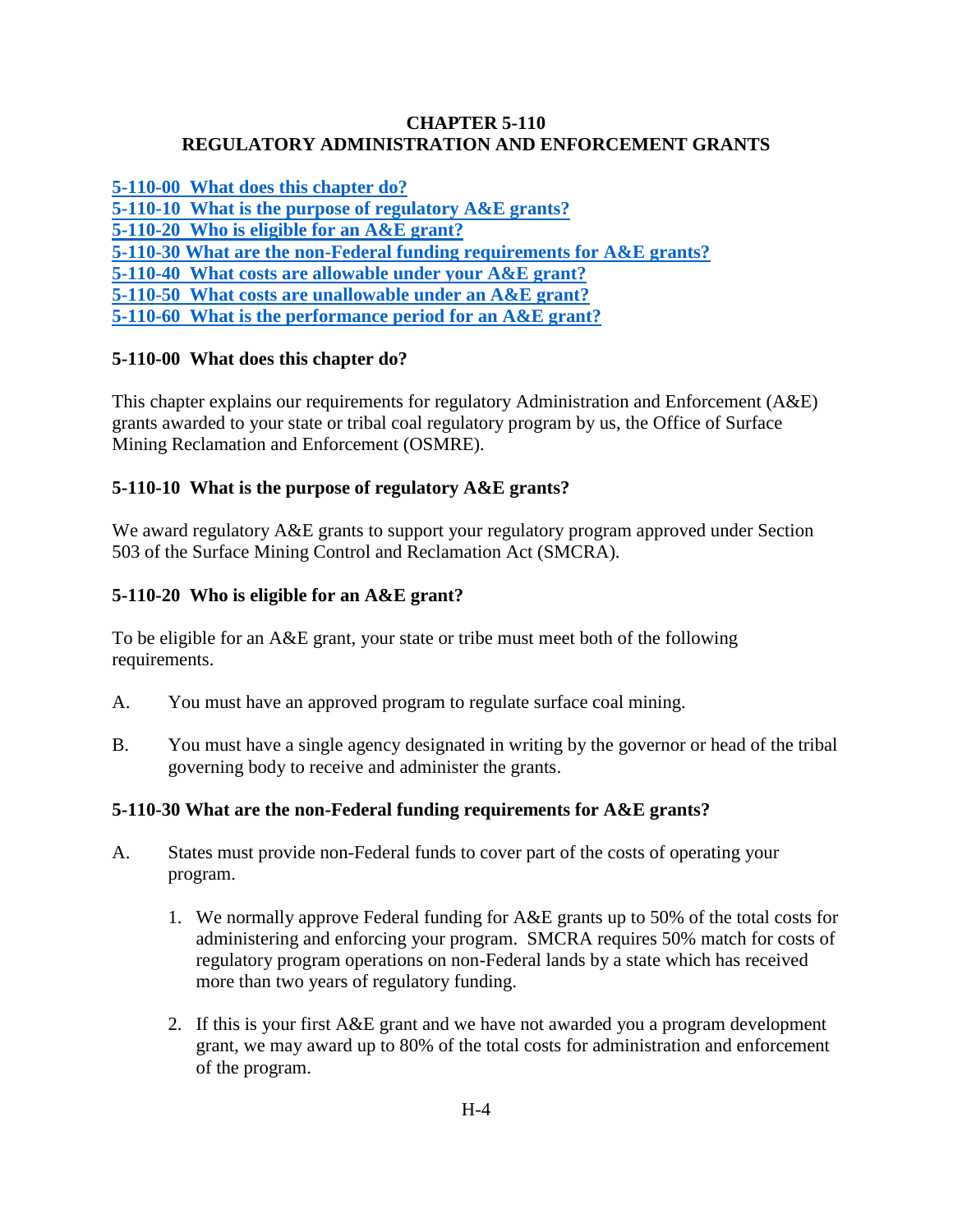# CHAPTER 5-110
# REGULATORY ADMINISTRATION AND ENFORCEMENT GRANTS

**5-110-00 What does this chapter do?**
**5-110-10 What is the purpose of regulatory A&E grants?**
**5-110-20 Who is eligible for an A&E grant?**
**5-110-30 What are the non-Federal funding requirements for A&E grants?**
**5-110-40 What costs are allowable under your A&E grant?**
**5-110-50 What costs are unallowable under an A&E grant?**
**5-110-60 What is the performance period for an A&E grant?**

## 5-110-00 What does this chapter do?

This chapter explains our requirements for regulatory Administration and Enforcement (A&E) grants awarded to your state or tribal coal regulatory program by us, the Office of Surface Mining Reclamation and Enforcement (OSMRE).

## 5-110-10 What is the purpose of regulatory A&E grants?

We award regulatory A&E grants to support your regulatory program approved under Section 503 of the Surface Mining Control and Reclamation Act (SMCRA).

## 5-110-20 Who is eligible for an A&E grant?

To be eligible for an A&E grant, your state or tribe must meet both of the following requirements.

A. You must have an approved program to regulate surface coal mining.

B. You must have a single agency designated in writing by the governor or head of the tribal governing body to receive and administer the grants.

## 5-110-30 What are the non-Federal funding requirements for A&E grants?

A. States must provide non-Federal funds to cover part of the costs of operating your program.

   1. We normally approve Federal funding for A&E grants up to 50% of the total costs for administering and enforcing your program. SMCRA requires 50% match for costs of regulatory program operations on non-Federal lands by a state which has received more than two years of regulatory funding.

   2. If this is your first A&E grant and we have not awarded you a program development grant, we may award up to 80% of the total costs for administration and enforcement of the program.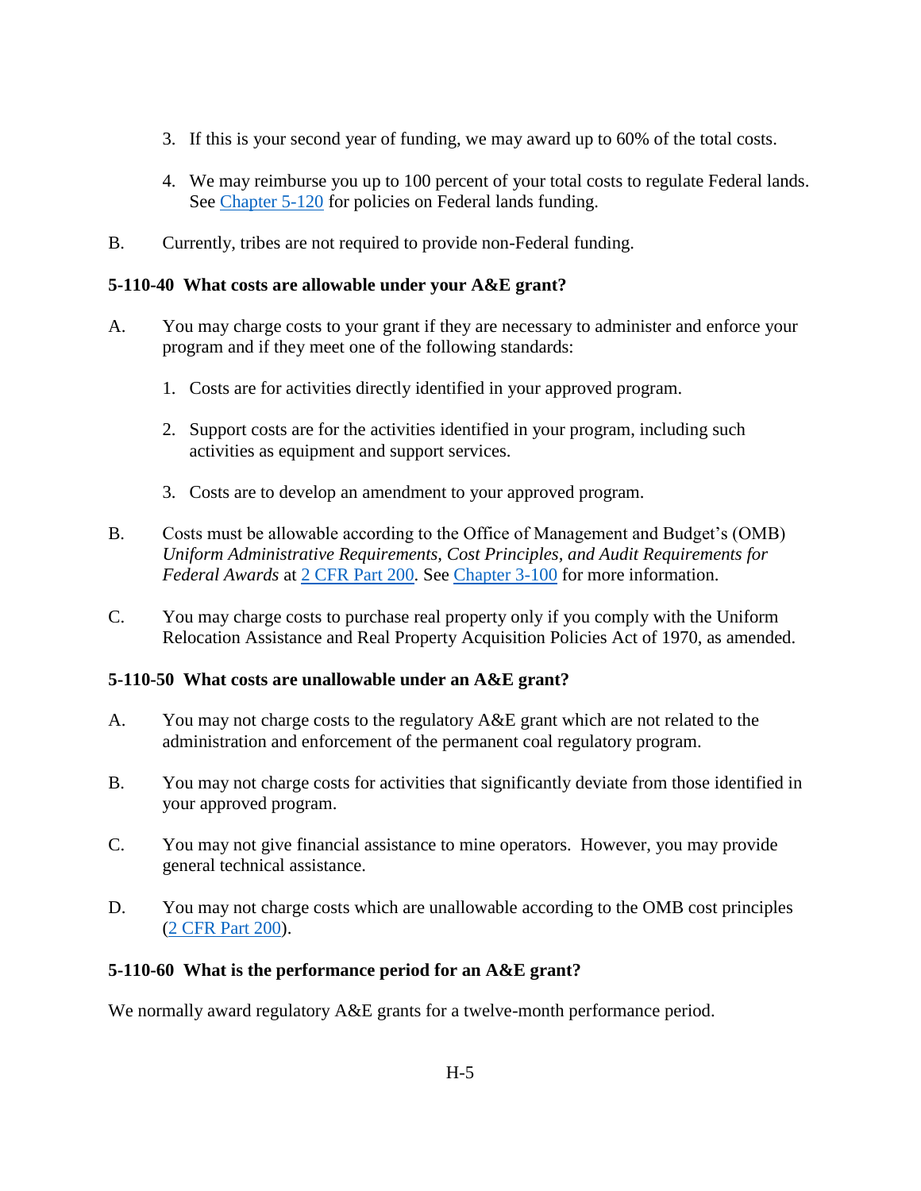3. If this is your second year of funding, we may award up to 60% of the total costs.

4. We may reimburse you up to 100 percent of your total costs to regulate Federal lands. See Chapter 5-120 for policies on Federal lands funding.

B. Currently, tribes are not required to provide non-Federal funding.

**5-110-40 What costs are allowable under your A&E grant?**

A. You may charge costs to your grant if they are necessary to administer and enforce your program and if they meet one of the following standards:

1. Costs are for activities directly identified in your approved program.

2. Support costs are for the activities identified in your program, including such activities as equipment and support services.

3. Costs are to develop an amendment to your approved program.

B. Costs must be allowable according to the Office of Management and Budget's (OMB) *Uniform Administrative Requirements, Cost Principles, and Audit Requirements for Federal Awards* at 2 CFR Part 200. See Chapter 3-100 for more information.

C. You may charge costs to purchase real property only if you comply with the Uniform Relocation Assistance and Real Property Acquisition Policies Act of 1970, as amended.

**5-110-50 What costs are unallowable under an A&E grant?**

A. You may not charge costs to the regulatory A&E grant which are not related to the administration and enforcement of the permanent coal regulatory program.

B. You may not charge costs for activities that significantly deviate from those identified in your approved program.

C. You may not give financial assistance to mine operators. However, you may provide general technical assistance.

D. You may not charge costs which are unallowable according to the OMB cost principles (2 CFR Part 200).

**5-110-60 What is the performance period for an A&E grant?**

We normally award regulatory A&E grants for a twelve-month performance period.